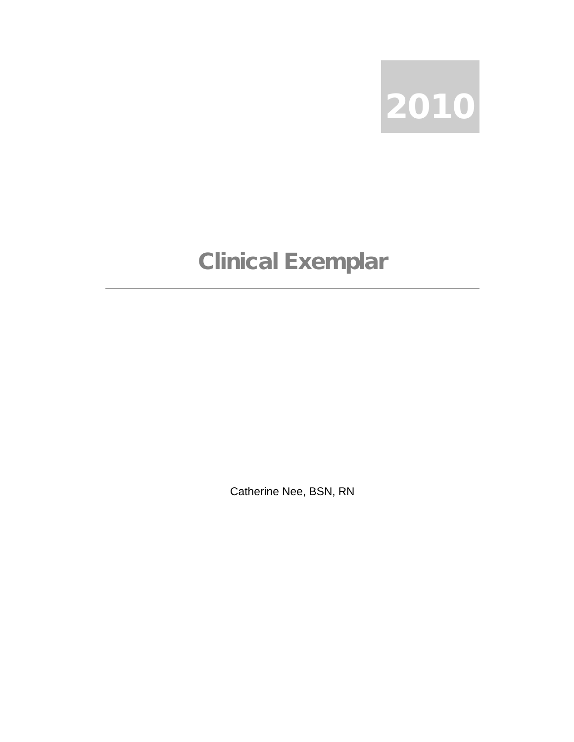2010

# Clinical Exemplar

---

Catherine Nee, BSN, RN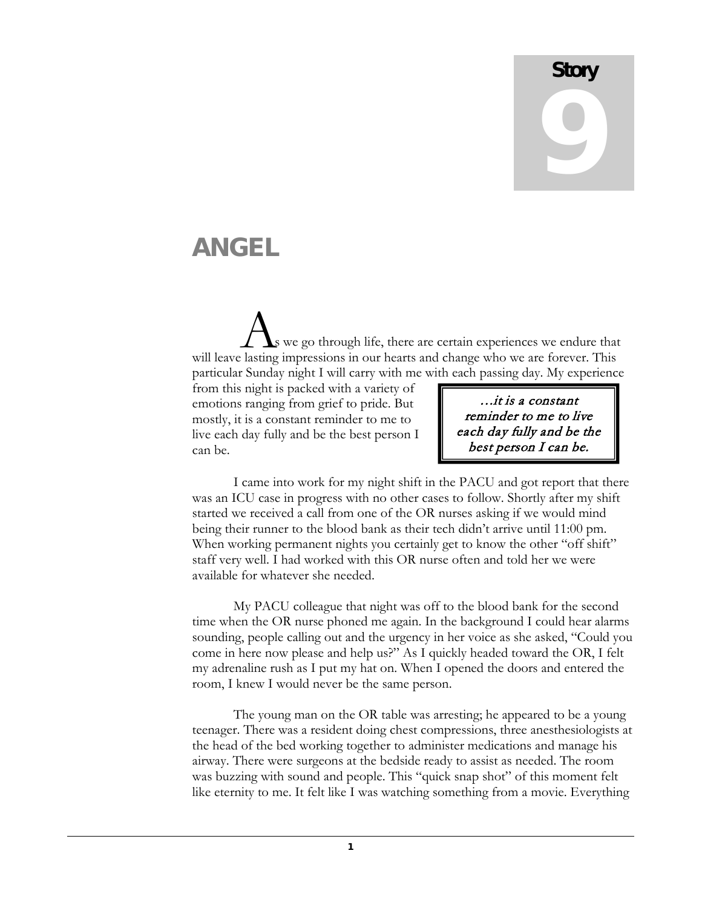# Story 9

## ANGEL

As we go through life, there are certain experiences we endure that will leave lasting impressions in our hearts and change who we are forever. This particular Sunday night I will carry with me with each passing day. My experience from this night is packed with a variety of emotions ranging from grief to pride. But mostly, it is a constant reminder to me to live each day fully and be the best person I can be.

> *…it is a constant reminder to me to live each day fully and be the best person I can be.*

I came into work for my night shift in the PACU and got report that there was an ICU case in progress with no other cases to follow. Shortly after my shift started we received a call from one of the OR nurses asking if we would mind being their runner to the blood bank as their tech didn't arrive until 11:00 pm. When working permanent nights you certainly get to know the other "off shift" staff very well. I had worked with this OR nurse often and told her we were available for whatever she needed.

My PACU colleague that night was off to the blood bank for the second time when the OR nurse phoned me again. In the background I could hear alarms sounding, people calling out and the urgency in her voice as she asked, "Could you come in here now please and help us?" As I quickly headed toward the OR, I felt my adrenaline rush as I put my hat on. When I opened the doors and entered the room, I knew I would never be the same person.

The young man on the OR table was arresting; he appeared to be a young teenager. There was a resident doing chest compressions, three anesthesiologists at the head of the bed working together to administer medications and manage his airway. There were surgeons at the bedside ready to assist as needed. The room was buzzing with sound and people. This "quick snap shot" of this moment felt like eternity to me. It felt like I was watching something from a movie. Everything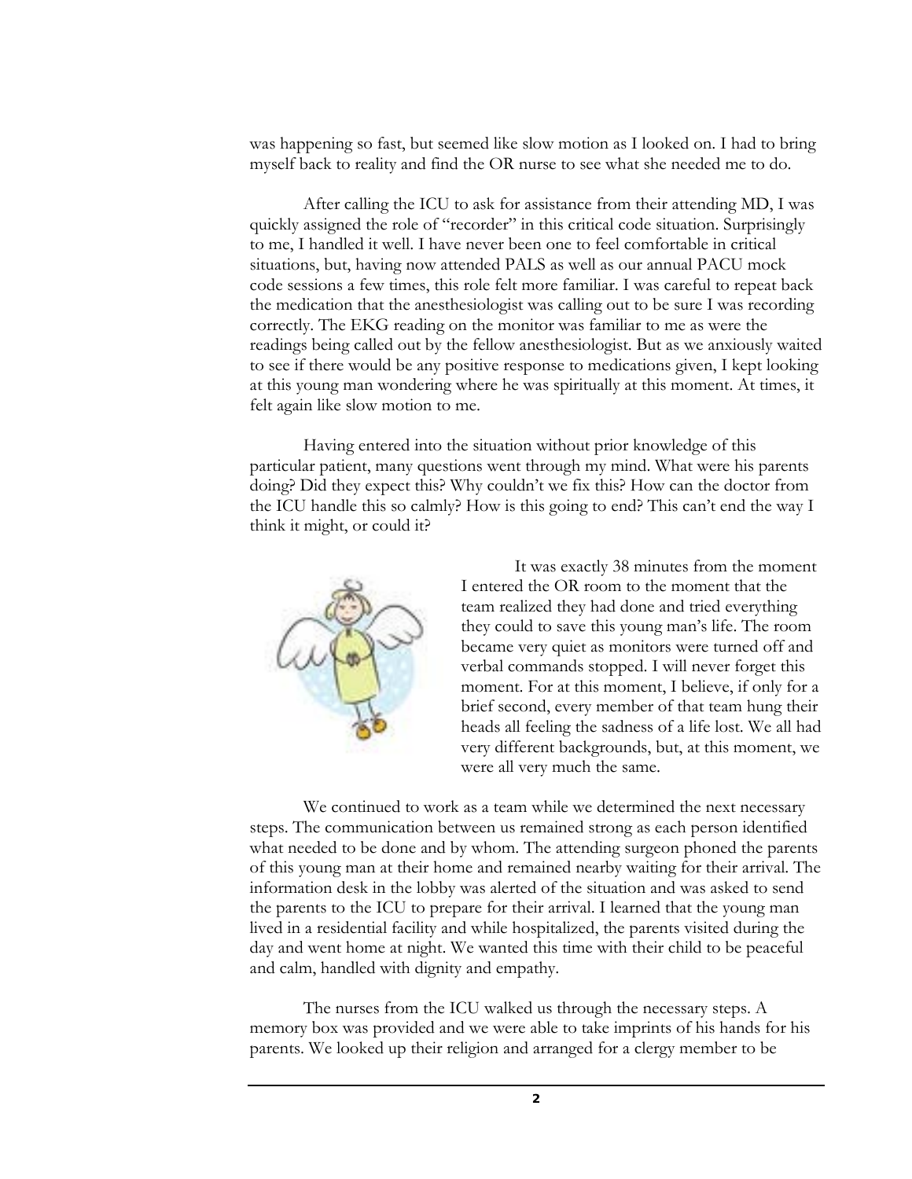was happening so fast, but seemed like slow motion as I looked on. I had to bring myself back to reality and find the OR nurse to see what she needed me to do.

After calling the ICU to ask for assistance from their attending MD, I was quickly assigned the role of "recorder" in this critical code situation. Surprisingly to me, I handled it well. I have never been one to feel comfortable in critical situations, but, having now attended PALS as well as our annual PACU mock code sessions a few times, this role felt more familiar. I was careful to repeat back the medication that the anesthesiologist was calling out to be sure I was recording correctly. The EKG reading on the monitor was familiar to me as were the readings being called out by the fellow anesthesiologist. But as we anxiously waited to see if there would be any positive response to medications given, I kept looking at this young man wondering where he was spiritually at this moment. At times, it felt again like slow motion to me.

Having entered into the situation without prior knowledge of this particular patient, many questions went through my mind. What were his parents doing? Did they expect this? Why couldn't we fix this? How can the doctor from the ICU handle this so calmly? How is this going to end? This can't end the way I think it might, or could it?

It was exactly 38 minutes from the moment I entered the OR room to the moment that the team realized they had done and tried everything they could to save this young man's life. The room became very quiet as monitors were turned off and verbal commands stopped. I will never forget this moment. For at this moment, I believe, if only for a brief second, every member of that team hung their heads all feeling the sadness of a life lost. We all had very different backgrounds, but, at this moment, we were all very much the same.

We continued to work as a team while we determined the next necessary steps. The communication between us remained strong as each person identified what needed to be done and by whom. The attending surgeon phoned the parents of this young man at their home and remained nearby waiting for their arrival. The information desk in the lobby was alerted of the situation and was asked to send the parents to the ICU to prepare for their arrival. I learned that the young man lived in a residential facility and while hospitalized, the parents visited during the day and went home at night. We wanted this time with their child to be peaceful and calm, handled with dignity and empathy.

The nurses from the ICU walked us through the necessary steps. A memory box was provided and we were able to take imprints of his hands for his parents. We looked up their religion and arranged for a clergy member to be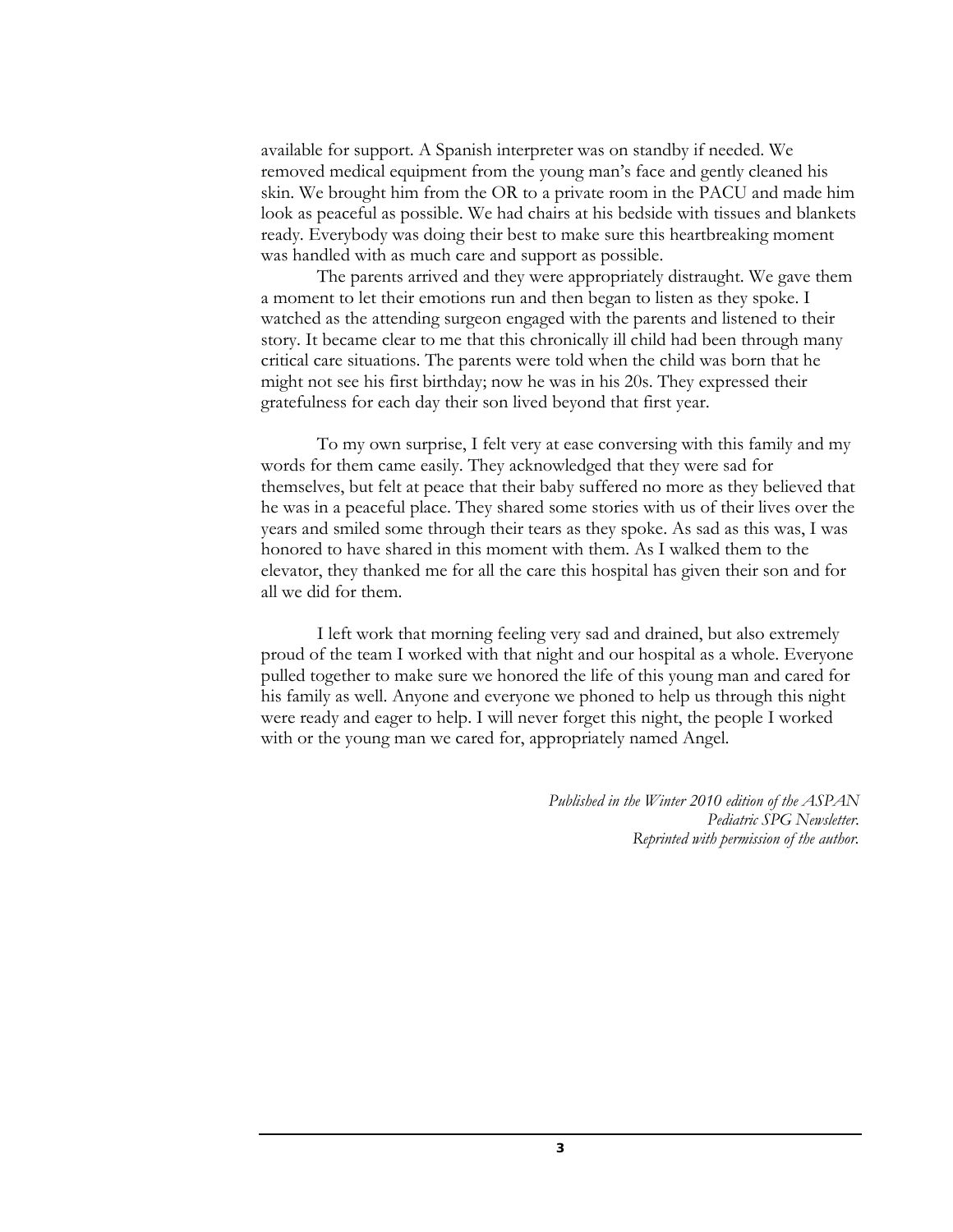available for support. A Spanish interpreter was on standby if needed. We removed medical equipment from the young man's face and gently cleaned his skin. We brought him from the OR to a private room in the PACU and made him look as peaceful as possible. We had chairs at his bedside with tissues and blankets ready. Everybody was doing their best to make sure this heartbreaking moment was handled with as much care and support as possible.

The parents arrived and they were appropriately distraught. We gave them a moment to let their emotions run and then began to listen as they spoke. I watched as the attending surgeon engaged with the parents and listened to their story. It became clear to me that this chronically ill child had been through many critical care situations. The parents were told when the child was born that he might not see his first birthday; now he was in his 20s. They expressed their gratefulness for each day their son lived beyond that first year.

To my own surprise, I felt very at ease conversing with this family and my words for them came easily. They acknowledged that they were sad for themselves, but felt at peace that their baby suffered no more as they believed that he was in a peaceful place. They shared some stories with us of their lives over the years and smiled some through their tears as they spoke. As sad as this was, I was honored to have shared in this moment with them. As I walked them to the elevator, they thanked me for all the care this hospital has given their son and for all we did for them.

I left work that morning feeling very sad and drained, but also extremely proud of the team I worked with that night and our hospital as a whole. Everyone pulled together to make sure we honored the life of this young man and cared for his family as well. Anyone and everyone we phoned to help us through this night were ready and eager to help. I will never forget this night, the people I worked with or the young man we cared for, appropriately named Angel.

*Published in the Winter 2010 edition of the ASPAN Pediatric SPG Newsletter.*
*Reprinted with permission of the author.*